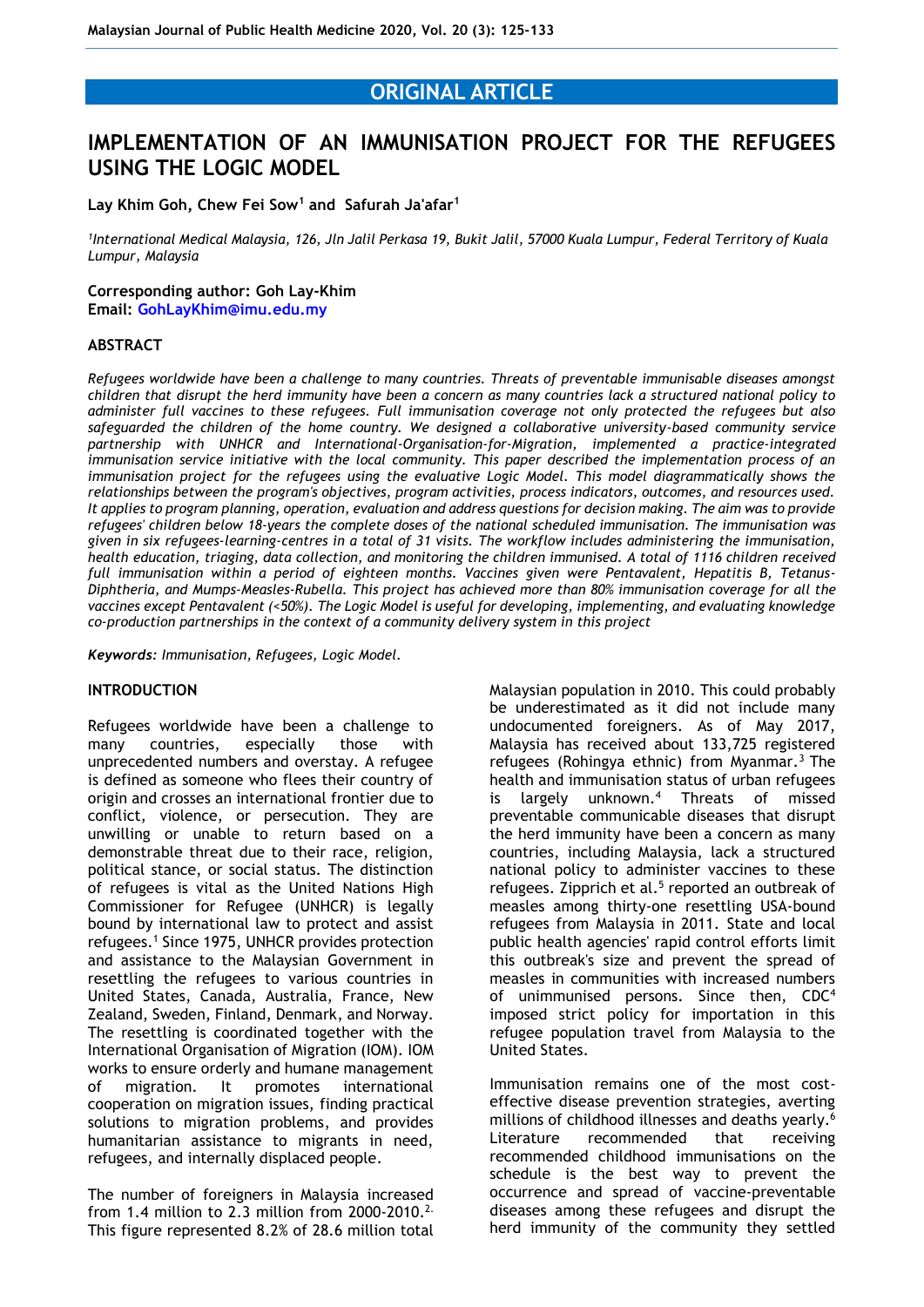ORIGINAL ARTICLE

# IMPLEMENTATION OF AN IMMUNISATION PROJECT FOR THE REFUGEES USING THE LOGIC MODEL

**Lay Khim Goh, Chew Fei Sow[1] and Safurah Ja'afar[1]**

*[1]International Medical Malaysia, 126, Jln Jalil Perkasa 19, Bukit Jalil, 57000 Kuala Lumpur, Federal Territory of Kuala Lumpur, Malaysia*

**Corresponding author: Goh Lay-Khim**
**Email: GohLayKhim@imu.edu.my**

## ABSTRACT

*Refugees worldwide have been a challenge to many countries. Threats of preventable immunisable diseases amongst children that disrupt the herd immunity have been a concern as many countries lack a structured national policy to administer full vaccines to these refugees. Full immunisation coverage not only protected the refugees but also safeguarded the children of the home country. We designed a collaborative university-based community service partnership with UNHCR and International-Organisation-for-Migration, implemented a practice-integrated immunisation service initiative with the local community. This paper described the implementation process of an immunisation project for the refugees using the evaluative Logic Model. This model diagrammatically shows the relationships between the program's objectives, program activities, process indicators, outcomes, and resources used. It applies to program planning, operation, evaluation and address questions for decision making. The aim was to provide refugees' children below 18-years the complete doses of the national scheduled immunisation. The immunisation was given in six refugees-learning-centres in a total of 31 visits. The workflow includes administering the immunisation, health education, triaging, data collection, and monitoring the children immunised. A total of 1116 children received full immunisation within a period of eighteen months. Vaccines given were Pentavalent, Hepatitis B, Tetanus-Diphtheria, and Mumps-Measles-Rubella. This project has achieved more than 80% immunisation coverage for all the vaccines except Pentavalent (<50%). The Logic Model is useful for developing, implementing, and evaluating knowledge co-production partnerships in the context of a community delivery system in this project*

***Keywords:** Immunisation, Refugees, Logic Model.*

## INTRODUCTION

Refugees worldwide have been a challenge to many countries, especially those with unprecedented numbers and overstay. A refugee is defined as someone who flees their country of origin and crosses an international frontier due to conflict, violence, or persecution. They are unwilling or unable to return based on a demonstrable threat due to their race, religion, political stance, or social status. The distinction of refugees is vital as the United Nations High Commissioner for Refugee (UNHCR) is legally bound by international law to protect and assist refugees.[1] Since 1975, UNHCR provides protection and assistance to the Malaysian Government in resettling the refugees to various countries in United States, Canada, Australia, France, New Zealand, Sweden, Finland, Denmark, and Norway. The resettling is coordinated together with the International Organisation of Migration (IOM). IOM works to ensure orderly and humane management of migration. It promotes international cooperation on migration issues, finding practical solutions to migration problems, and provides humanitarian assistance to migrants in need, refugees, and internally displaced people.

The number of foreigners in Malaysia increased from 1.4 million to 2.3 million from 2000-2010.[2] This figure represented 8.2% of 28.6 million total Malaysian population in 2010. This could probably be underestimated as it did not include many undocumented foreigners. As of May 2017, Malaysia has received about 133,725 registered refugees (Rohingya ethnic) from Myanmar.[3] The health and immunisation status of urban refugees is largely unknown.[4] Threats of missed preventable communicable diseases that disrupt the herd immunity have been a concern as many countries, including Malaysia, lack a structured national policy to administer vaccines to these refugees. Zipprich et al.[5] reported an outbreak of measles among thirty-one resettling USA-bound refugees from Malaysia in 2011. State and local public health agencies' rapid control efforts limit this outbreak's size and prevent the spread of measles in communities with increased numbers of unimmunised persons. Since then, CDC[4] imposed strict policy for importation in this refugee population travel from Malaysia to the United States.

Immunisation remains one of the most cost-effective disease prevention strategies, averting millions of childhood illnesses and deaths yearly.[6] Literature recommended that receiving recommended childhood immunisations on the schedule is the best way to prevent the occurrence and spread of vaccine-preventable diseases among these refugees and disrupt the herd immunity of the community they settled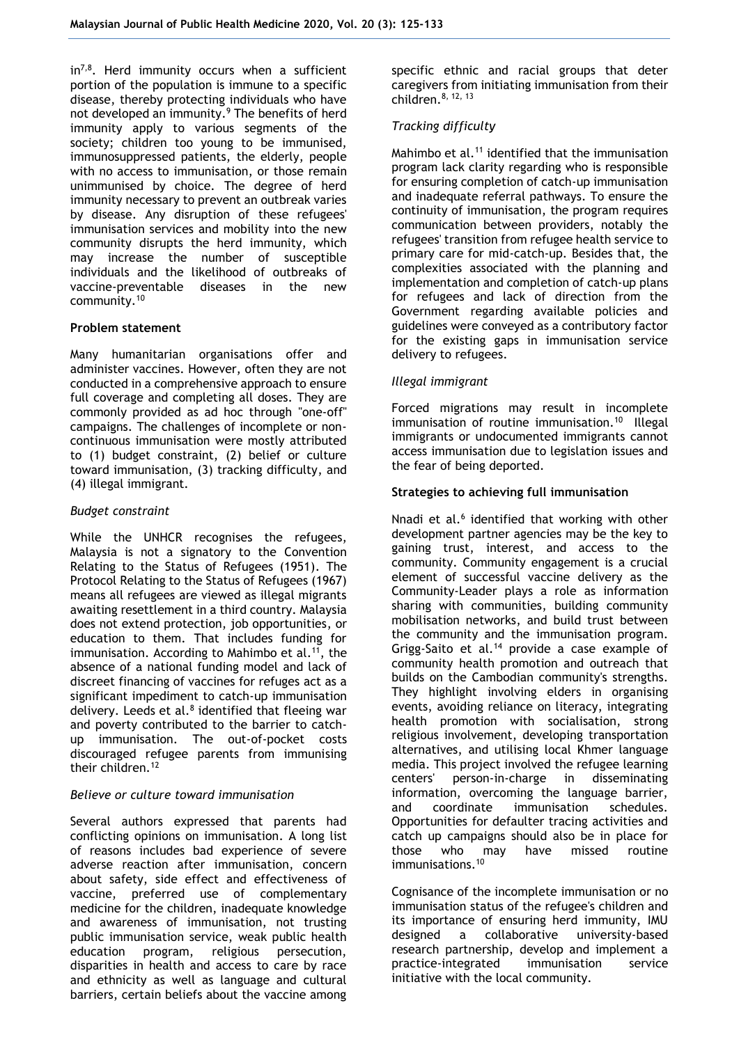in[7,8]. Herd immunity occurs when a sufficient portion of the population is immune to a specific disease, thereby protecting individuals who have not developed an immunity.[9] The benefits of herd immunity apply to various segments of the society; children too young to be immunised, immunosuppressed patients, the elderly, people with no access to immunisation, or those remain unimmunised by choice. The degree of herd immunity necessary to prevent an outbreak varies by disease. Any disruption of these refugees' immunisation services and mobility into the new community disrupts the herd immunity, which may increase the number of susceptible individuals and the likelihood of outbreaks of vaccine-preventable diseases in the new community.[10]

**Problem statement**

Many humanitarian organisations offer and administer vaccines. However, often they are not conducted in a comprehensive approach to ensure full coverage and completing all doses. They are commonly provided as ad hoc through "one-off" campaigns. The challenges of incomplete or non-continuous immunisation were mostly attributed to (1) budget constraint, (2) belief or culture toward immunisation, (3) tracking difficulty, and (4) illegal immigrant.

*Budget constraint*

While the UNHCR recognises the refugees, Malaysia is not a signatory to the Convention Relating to the Status of Refugees (1951). The Protocol Relating to the Status of Refugees (1967) means all refugees are viewed as illegal migrants awaiting resettlement in a third country. Malaysia does not extend protection, job opportunities, or education to them. That includes funding for immunisation. According to Mahimbo et al.[11], the absence of a national funding model and lack of discreet financing of vaccines for refuges act as a significant impediment to catch-up immunisation delivery. Leeds et al.[8] identified that fleeing war and poverty contributed to the barrier to catch-up immunisation. The out-of-pocket costs discouraged refugee parents from immunising their children.[12]

*Believe or culture toward immunisation*

Several authors expressed that parents had conflicting opinions on immunisation. A long list of reasons includes bad experience of severe adverse reaction after immunisation, concern about safety, side effect and effectiveness of vaccine, preferred use of complementary medicine for the children, inadequate knowledge and awareness of immunisation, not trusting public immunisation service, weak public health education program, religious persecution, disparities in health and access to care by race and ethnicity as well as language and cultural barriers, certain beliefs about the vaccine among specific ethnic and racial groups that deter caregivers from initiating immunisation from their children.[8, 12, 13]

*Tracking difficulty*

Mahimbo et al.[11] identified that the immunisation program lack clarity regarding who is responsible for ensuring completion of catch-up immunisation and inadequate referral pathways. To ensure the continuity of immunisation, the program requires communication between providers, notably the refugees' transition from refugee health service to primary care for mid-catch-up. Besides that, the complexities associated with the planning and implementation and completion of catch-up plans for refugees and lack of direction from the Government regarding available policies and guidelines were conveyed as a contributory factor for the existing gaps in immunisation service delivery to refugees.

*Illegal immigrant*

Forced migrations may result in incomplete immunisation of routine immunisation.[10] Illegal immigrants or undocumented immigrants cannot access immunisation due to legislation issues and the fear of being deported.

**Strategies to achieving full immunisation**

Nnadi et al.[6] identified that working with other development partner agencies may be the key to gaining trust, interest, and access to the community. Community engagement is a crucial element of successful vaccine delivery as the Community-Leader plays a role as information sharing with communities, building community mobilisation networks, and build trust between the community and the immunisation program. Grigg-Saito et al.[14] provide a case example of community health promotion and outreach that builds on the Cambodian community's strengths. They highlight involving elders in organising events, avoiding reliance on literacy, integrating health promotion with socialisation, strong religious involvement, developing transportation alternatives, and utilising local Khmer language media. This project involved the refugee learning centers' person-in-charge in disseminating information, overcoming the language barrier, and coordinate immunisation schedules. Opportunities for defaulter tracing activities and catch up campaigns should also be in place for those who may have missed routine immunisations.[10]

Cognisance of the incomplete immunisation or no immunisation status of the refugee's children and its importance of ensuring herd immunity, IMU designed a collaborative university-based research partnership, develop and implement a practice-integrated immunisation service initiative with the local community.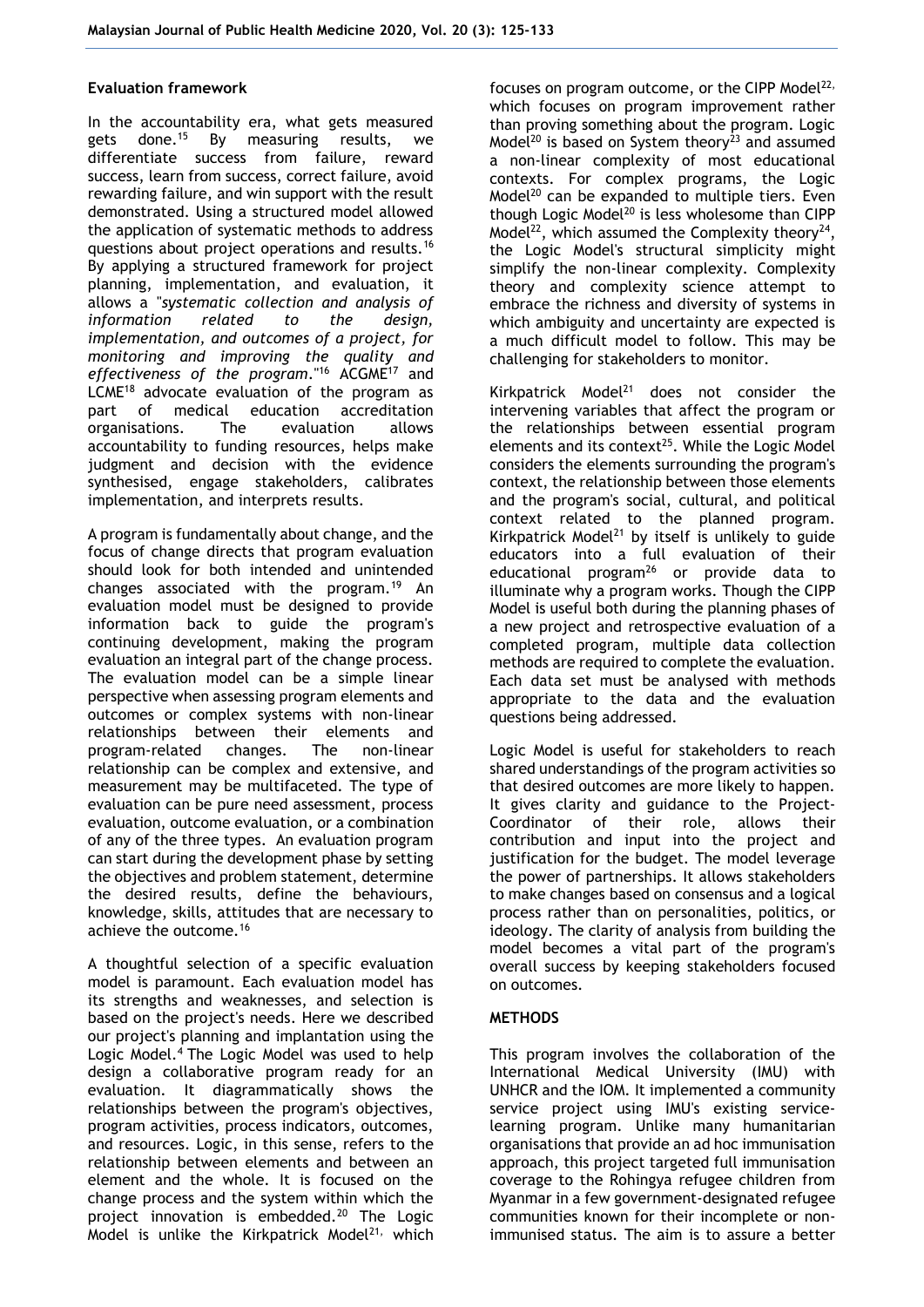### Evaluation framework

In the accountability era, what gets measured gets done.[15] By measuring results, we differentiate success from failure, reward success, learn from success, correct failure, avoid rewarding failure, and win support with the result demonstrated. Using a structured model allowed the application of systematic methods to address questions about project operations and results.[16] By applying a structured framework for project planning, implementation, and evaluation, it allows a "*systematic collection and analysis of information related to the design, implementation, and outcomes of a project, for monitoring and improving the quality and effectiveness of the program*."[16] ACGME[17] and LCME[18] advocate evaluation of the program as part of medical education accreditation organisations. The evaluation allows accountability to funding resources, helps make judgment and decision with the evidence synthesised, engage stakeholders, calibrates implementation, and interprets results.

A program is fundamentally about change, and the focus of change directs that program evaluation should look for both intended and unintended changes associated with the program.[19] An evaluation model must be designed to provide information back to guide the program's continuing development, making the program evaluation an integral part of the change process. The evaluation model can be a simple linear perspective when assessing program elements and outcomes or complex systems with non-linear relationships between their elements and program-related changes. The non-linear relationship can be complex and extensive, and measurement may be multifaceted. The type of evaluation can be pure need assessment, process evaluation, outcome evaluation, or a combination of any of the three types. An evaluation program can start during the development phase by setting the objectives and problem statement, determine the desired results, define the behaviours, knowledge, skills, attitudes that are necessary to achieve the outcome.[16]

A thoughtful selection of a specific evaluation model is paramount. Each evaluation model has its strengths and weaknesses, and selection is based on the project's needs. Here we described our project's planning and implantation using the Logic Model.[4] The Logic Model was used to help design a collaborative program ready for an evaluation. It diagrammatically shows the relationships between the program's objectives, program activities, process indicators, outcomes, and resources. Logic, in this sense, refers to the relationship between elements and between an element and the whole. It is focused on the change process and the system within which the project innovation is embedded.[20] The Logic Model is unlike the Kirkpatrick Model[21], which focuses on program outcome, or the CIPP Model[22], which focuses on program improvement rather than proving something about the program. Logic Model[20] is based on System theory[23] and assumed a non-linear complexity of most educational contexts. For complex programs, the Logic Model[20] can be expanded to multiple tiers. Even though Logic Model[20] is less wholesome than CIPP Model[22], which assumed the Complexity theory[24], the Logic Model's structural simplicity might simplify the non-linear complexity. Complexity theory and complexity science attempt to embrace the richness and diversity of systems in which ambiguity and uncertainty are expected is a much difficult model to follow. This may be challenging for stakeholders to monitor.

Kirkpatrick Model[21] does not consider the intervening variables that affect the program or the relationships between essential program elements and its context[25]. While the Logic Model considers the elements surrounding the program's context, the relationship between those elements and the program's social, cultural, and political context related to the planned program. Kirkpatrick Model[21] by itself is unlikely to guide educators into a full evaluation of their educational program[26] or provide data to illuminate why a program works. Though the CIPP Model is useful both during the planning phases of a new project and retrospective evaluation of a completed program, multiple data collection methods are required to complete the evaluation. Each data set must be analysed with methods appropriate to the data and the evaluation questions being addressed.

Logic Model is useful for stakeholders to reach shared understandings of the program activities so that desired outcomes are more likely to happen. It gives clarity and guidance to the Project-Coordinator of their role, allows their contribution and input into the project and justification for the budget. The model leverage the power of partnerships. It allows stakeholders to make changes based on consensus and a logical process rather than on personalities, politics, or ideology. The clarity of analysis from building the model becomes a vital part of the program's overall success by keeping stakeholders focused on outcomes.

## METHODS

This program involves the collaboration of the International Medical University (IMU) with UNHCR and the IOM. It implemented a community service project using IMU's existing service-learning program. Unlike many humanitarian organisations that provide an ad hoc immunisation approach, this project targeted full immunisation coverage to the Rohingya refugee children from Myanmar in a few government-designated refugee communities known for their incomplete or non-immunised status. The aim is to assure a better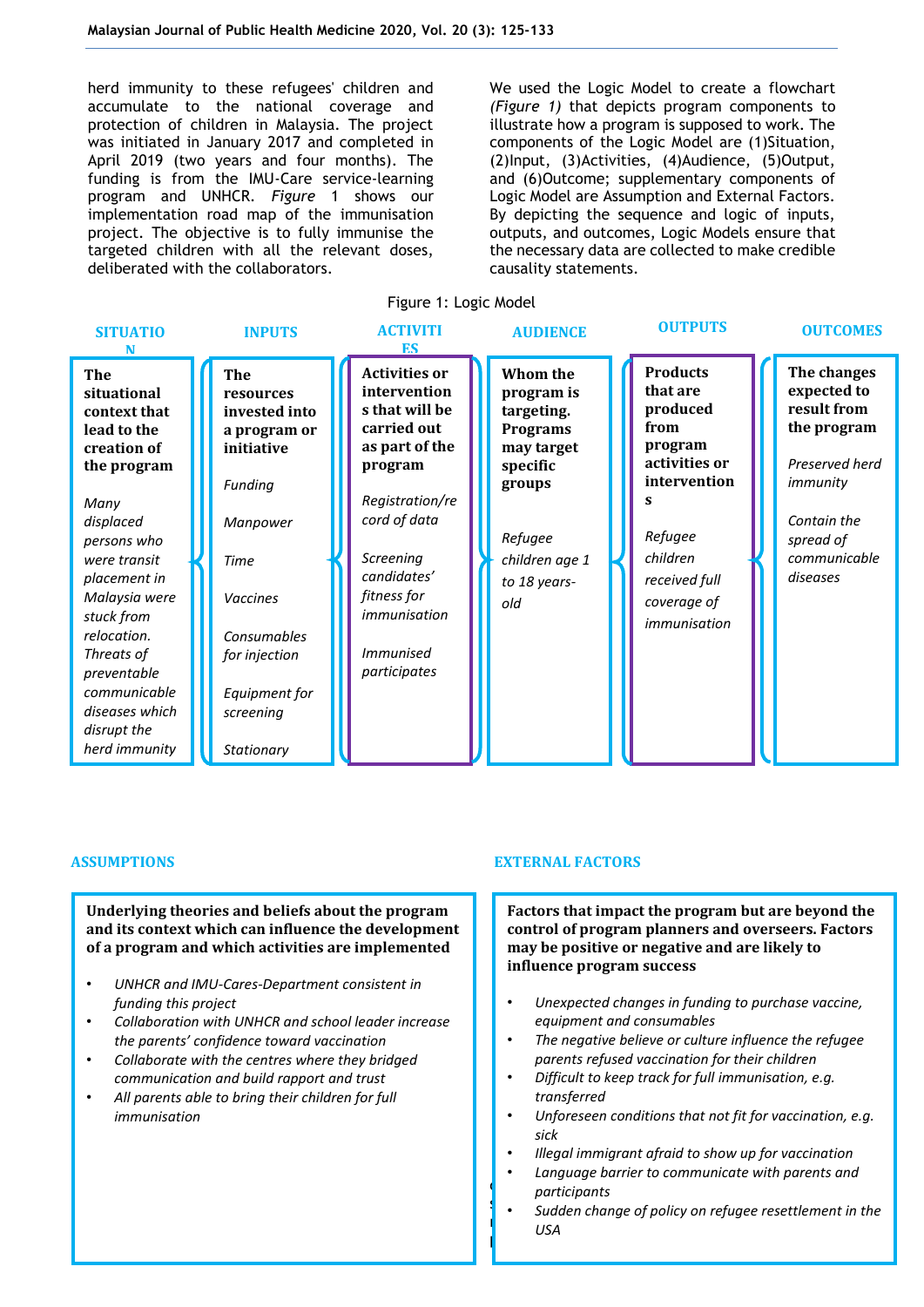herd immunity to these refugees' children and accumulate to the national coverage and protection of children in Malaysia. The project was initiated in January 2017 and completed in April 2019 (two years and four months). The funding is from the IMU-Care service-learning program and UNHCR. *Figure* 1 shows our implementation road map of the immunisation project. The objective is to fully immunise the targeted children with all the relevant doses, deliberated with the collaborators.

We used the Logic Model to create a flowchart *(Figure 1)* that depicts program components to illustrate how a program is supposed to work. The components of the Logic Model are (1)Situation, (2)Input, (3)Activities, (4)Audience, (5)Output, and (6)Outcome; supplementary components of Logic Model are Assumption and External Factors. By depicting the sequence and logic of inputs, outputs, and outcomes, Logic Models ensure that the necessary data are collected to make credible causality statements.

Figure 1: Logic Model

| SITUATION | INPUTS | ACTIVITIES | AUDIENCE | OUTPUTS | OUTCOMES |
|---|---|---|---|---|---|
| **The situational context that lead to the creation of the program** | **The resources invested into a program or initiative** | **Activities or interventions that will be carried out as part of the program** | **Whom the program is targeting. Programs may target specific groups** | **Products that are produced from program activities or interventions** | **The changes expected to result from the program** |
| *Many displaced persons who were transit placement in Malaysia were stuck from relocation. Threats of preventable communicable diseases which disrupt the herd immunity* | *Funding*<br>*Manpower*<br>*Time*<br>*Vaccines*<br>*Consumables for injection*<br>*Equipment for screening*<br>*Stationary* | *Registration/record of data*<br>*Screening candidates' fitness for immunisation*<br>*Immunised participates* | *Refugee children age 1 to 18 years-old* | *Refugee children received full coverage of immunisation* | *Preserved herd immunity*<br>*Contain the spread of communicable diseases* |

**ASSUMPTIONS**

**Underlying theories and beliefs about the program and its context which can influence the development of a program and which activities are implemented**

- *UNHCR and IMU-Cares-Department consistent in funding this project*
- *Collaboration with UNHCR and school leader increase the parents' confidence toward vaccination*
- *Collaborate with the centres where they bridged communication and build rapport and trust*
- *All parents able to bring their children for full immunisation*

**EXTERNAL FACTORS**

**Factors that impact the program but are beyond the control of program planners and overseers. Factors may be positive or negative and are likely to influence program success**

- *Unexpected changes in funding to purchase vaccine, equipment and consumables*
- *The negative believe or culture influence the refugee parents refused vaccination for their children*
- *Difficult to keep track for full immunisation, e.g. transferred*
- *Unforeseen conditions that not fit for vaccination, e.g. sick*
- *Illegal immigrant afraid to show up for vaccination*
- *Language barrier to communicate with parents and participants*
- *Sudden change of policy on refugee resettlement in the USA*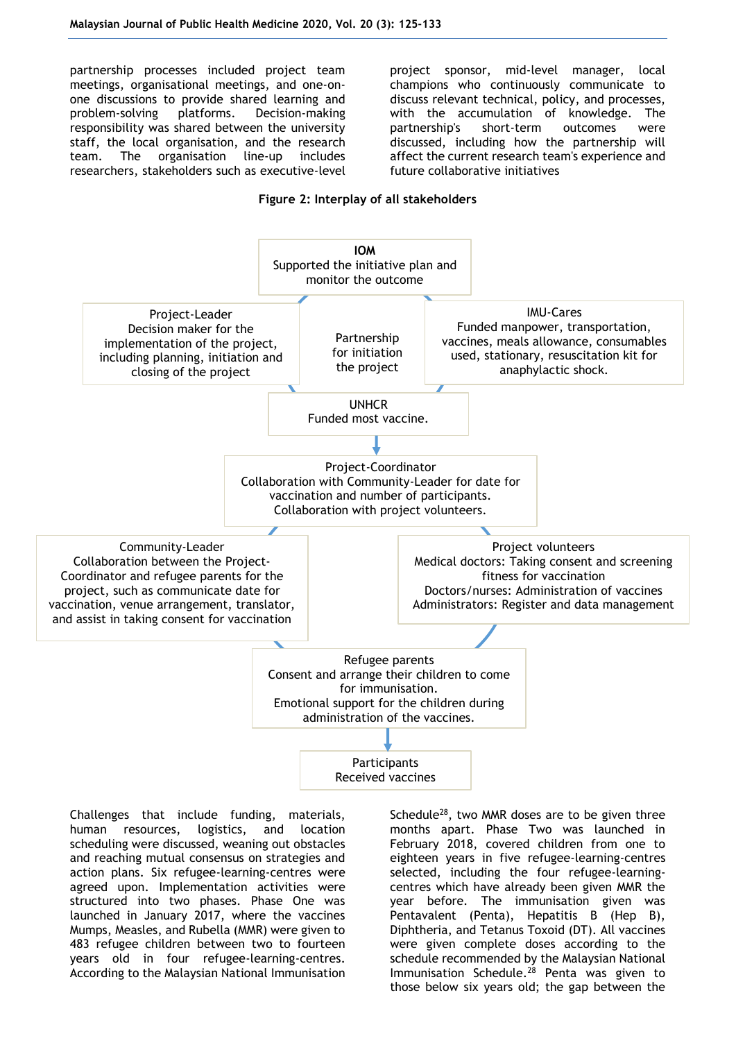partnership processes included project team meetings, organisational meetings, and one-on-one discussions to provide shared learning and problem-solving platforms. Decision-making responsibility was shared between the university staff, the local organisation, and the research team. The organisation line-up includes researchers, stakeholders such as executive-level project sponsor, mid-level manager, local champions who continuously communicate to discuss relevant technical, policy, and processes, with the accumulation of knowledge. The partnership's short-term outcomes were discussed, including how the partnership will affect the current research team's experience and future collaborative initiatives

**Figure 2: Interplay of all stakeholders**

**IOM**
Supported the initiative plan and monitor the outcome

Project-Leader
Decision maker for the implementation of the project, including planning, initiation and closing of the project

Partnership for initiation the project

IMU-Cares
Funded manpower, transportation, vaccines, meals allowance, consumables used, stationary, resuscitation kit for anaphylactic shock.

UNHCR
Funded most vaccine.

Project-Coordinator
Collaboration with Community-Leader for date for vaccination and number of participants.
Collaboration with project volunteers.

Community-Leader
Collaboration between the Project-Coordinator and refugee parents for the project, such as communicate date for vaccination, venue arrangement, translator, and assist in taking consent for vaccination

Project volunteers
Medical doctors: Taking consent and screening fitness for vaccination
Doctors/nurses: Administration of vaccines
Administrators: Register and data management

Refugee parents
Consent and arrange their children to come for immunisation.
Emotional support for the children during administration of the vaccines.

Participants
Received vaccines

Challenges that include funding, materials, human resources, logistics, and location scheduling were discussed, weaning out obstacles and reaching mutual consensus on strategies and action plans. Six refugee-learning-centres were agreed upon. Implementation activities were structured into two phases. Phase One was launched in January 2017, where the vaccines Mumps, Measles, and Rubella (MMR) were given to 483 refugee children between two to fourteen years old in four refugee-learning-centres. According to the Malaysian National Immunisation Schedule[28], two MMR doses are to be given three months apart. Phase Two was launched in February 2018, covered children from one to eighteen years in five refugee-learning-centres selected, including the four refugee-learning-centres which have already been given MMR the year before. The immunisation given was Pentavalent (Penta), Hepatitis B (Hep B), Diphtheria, and Tetanus Toxoid (DT). All vaccines were given complete doses according to the schedule recommended by the Malaysian National Immunisation Schedule.[28] Penta was given to those below six years old; the gap between the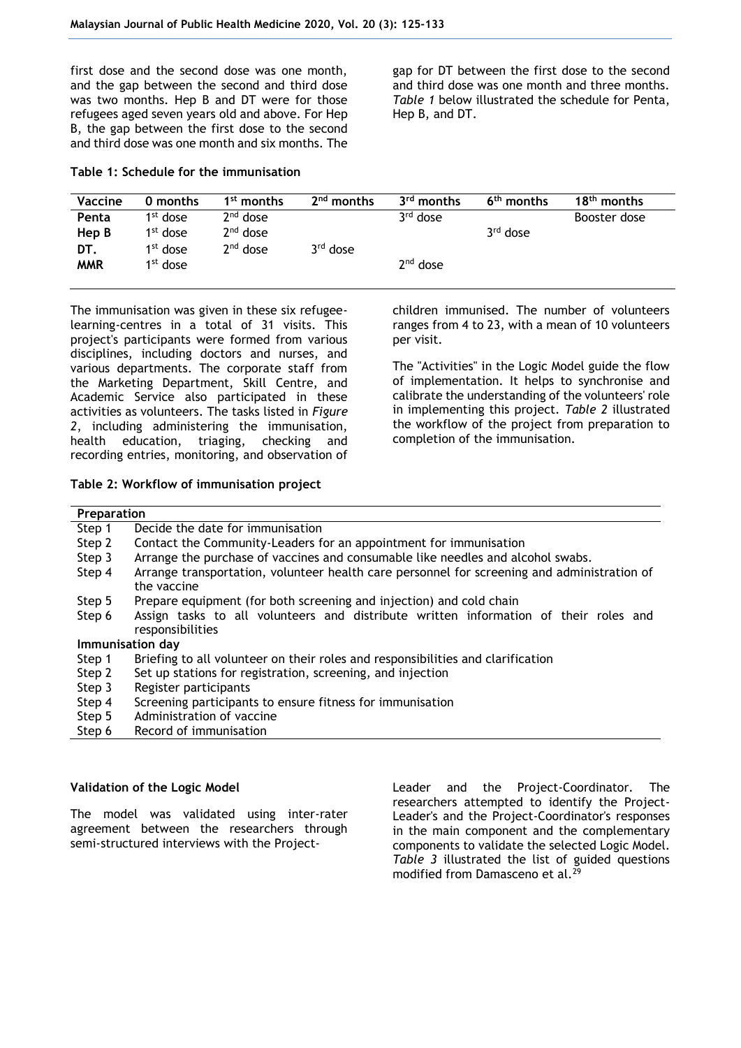first dose and the second dose was one month, and the gap between the second and third dose was two months. Hep B and DT were for those refugees aged seven years old and above. For Hep B, the gap between the first dose to the second and third dose was one month and six months. The gap for DT between the first dose to the second and third dose was one month and three months. *Table 1* below illustrated the schedule for Penta, Hep B, and DT.

**Table 1: Schedule for the immunisation**

| Vaccine | 0 months | 1st months | 2nd months | 3rd months | 6th months | 18th months |
|---|---|---|---|---|---|---|
| **Penta** | 1st dose | 2nd dose | | 3rd dose | | Booster dose |
| **Hep B** | 1st dose | 2nd dose | | | 3rd dose | |
| **DT.** | 1st dose | 2nd dose | 3rd dose | | | |
| **MMR** | 1st dose | | | 2nd dose | | |

The immunisation was given in these six refugee-learning-centres in a total of 31 visits. This project's participants were formed from various disciplines, including doctors and nurses, and various departments. The corporate staff from the Marketing Department, Skill Centre, and Academic Service also participated in these activities as volunteers. The tasks listed in *Figure 2*, including administering the immunisation, health education, triaging, checking and recording entries, monitoring, and observation of children immunised. The number of volunteers ranges from 4 to 23, with a mean of 10 volunteers per visit.

The "Activities" in the Logic Model guide the flow of implementation. It helps to synchronise and calibrate the understanding of the volunteers' role in implementing this project. *Table 2* illustrated the workflow of the project from preparation to completion of the immunisation.

**Table 2: Workflow of immunisation project**

| **Preparation** | |
|---|---|
| Step 1 | Decide the date for immunisation |
| Step 2 | Contact the Community-Leaders for an appointment for immunisation |
| Step 3 | Arrange the purchase of vaccines and consumable like needles and alcohol swabs. |
| Step 4 | Arrange transportation, volunteer health care personnel for screening and administration of the vaccine |
| Step 5 | Prepare equipment (for both screening and injection) and cold chain |
| Step 6 | Assign tasks to all volunteers and distribute written information of their roles and responsibilities |
| **Immunisation day** | |
| Step 1 | Briefing to all volunteer on their roles and responsibilities and clarification |
| Step 2 | Set up stations for registration, screening, and injection |
| Step 3 | Register participants |
| Step 4 | Screening participants to ensure fitness for immunisation |
| Step 5 | Administration of vaccine |
| Step 6 | Record of immunisation |

**Validation of the Logic Model**

The model was validated using inter-rater agreement between the researchers through semi-structured interviews with the Project-Leader and the Project-Coordinator. The researchers attempted to identify the Project-Leader's and the Project-Coordinator's responses in the main component and the complementary components to validate the selected Logic Model. *Table 3* illustrated the list of guided questions modified from Damasceno et al.[29]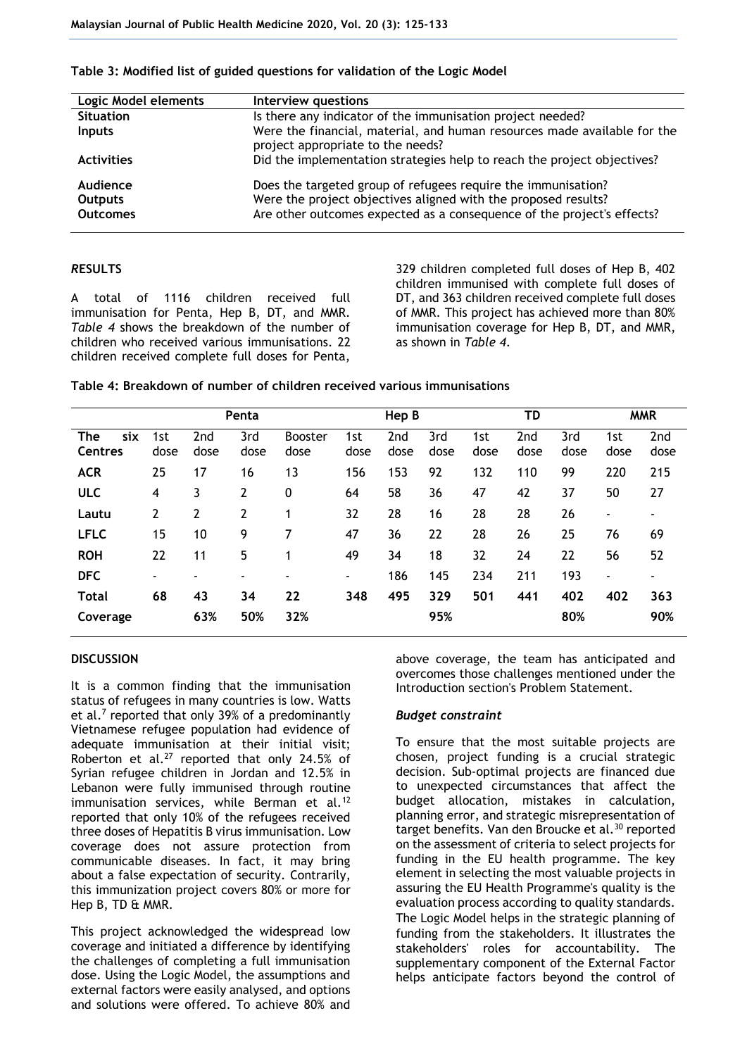**Table 3: Modified list of guided questions for validation of the Logic Model**

| Logic Model elements | Interview questions |
|---|---|
| **Situation** | Is there any indicator of the immunisation project needed? |
| **Inputs** | Were the financial, material, and human resources made available for the project appropriate to the needs? |
| **Activities** | Did the implementation strategies help to reach the project objectives? |
| **Audience** | Does the targeted group of refugees require the immunisation? |
| **Outputs** | Were the project objectives aligned with the proposed results? |
| **Outcomes** | Are other outcomes expected as a consequence of the project's effects? |

## *R*ESULTS

A total of 1116 children received full immunisation for Penta, Hep B, DT, and MMR. *Table 4* shows the breakdown of the number of children who received various immunisations. 22 children received complete full doses for Penta, 329 children completed full doses of Hep B, 402 children immunised with complete full doses of DT, and 363 children received complete full doses of MMR. This project has achieved more than 80% immunisation coverage for Hep B, DT, and MMR, as shown in *Table 4*.

**Table 4: Breakdown of number of children received various immunisations**

| | Penta | | | | Hep B | | | TD | | | MMR | |
|---|---|---|---|---|---|---|---|---|---|---|---|---|
| **The six Centres** | 1st dose | 2nd dose | 3rd dose | Booster dose | 1st dose | 2nd dose | 3rd dose | 1st dose | 2nd dose | 3rd dose | 1st dose | 2nd dose |
| **ACR** | 25 | 17 | 16 | 13 | 156 | 153 | 92 | 132 | 110 | 99 | 220 | 215 |
| **ULC** | 4 | 3 | 2 | 0 | 64 | 58 | 36 | 47 | 42 | 37 | 50 | 27 |
| **Lautu** | 2 | 2 | 2 | 1 | 32 | 28 | 16 | 28 | 28 | 26 | - | - |
| **LFLC** | 15 | 10 | 9 | 7 | 47 | 36 | 22 | 28 | 26 | 25 | 76 | 69 |
| **ROH** | 22 | 11 | 5 | 1 | 49 | 34 | 18 | 32 | 24 | 22 | 56 | 52 |
| **DFC** | - | - | - | - | - | 186 | 145 | 234 | 211 | 193 | - | - |
| **Total** | **68** | **43** | **34** | **22** | **348** | **495** | **329** | **501** | **441** | **402** | **402** | **363** |
| **Coverage** | | **63%** | **50%** | **32%** | | | **95%** | | | **80%** | | **90%** |

## DISCUSSION

It is a common finding that the immunisation status of refugees in many countries is low. Watts et al.[7] reported that only 39% of a predominantly Vietnamese refugee population had evidence of adequate immunisation at their initial visit; Roberton et al.[27] reported that only 24.5% of Syrian refugee children in Jordan and 12.5% in Lebanon were fully immunised through routine immunisation services, while Berman et al.[12] reported that only 10% of the refugees received three doses of Hepatitis B virus immunisation. Low coverage does not assure protection from communicable diseases. In fact, it may bring about a false expectation of security. Contrarily, this immunization project covers 80% or more for Hep B, TD & MMR.

This project acknowledged the widespread low coverage and initiated a difference by identifying the challenges of completing a full immunisation dose. Using the Logic Model, the assumptions and external factors were easily analysed, and options and solutions were offered. To achieve 80% and above coverage, the team has anticipated and overcomes those challenges mentioned under the Introduction section's Problem Statement.

### *Budget constraint*

To ensure that the most suitable projects are chosen, project funding is a crucial strategic decision. Sub-optimal projects are financed due to unexpected circumstances that affect the budget allocation, mistakes in calculation, planning error, and strategic misrepresentation of target benefits. Van den Broucke et al.[30] reported on the assessment of criteria to select projects for funding in the EU health programme. The key element in selecting the most valuable projects in assuring the EU Health Programme's quality is the evaluation process according to quality standards. The Logic Model helps in the strategic planning of funding from the stakeholders. It illustrates the stakeholders' roles for accountability. The supplementary component of the External Factor helps anticipate factors beyond the control of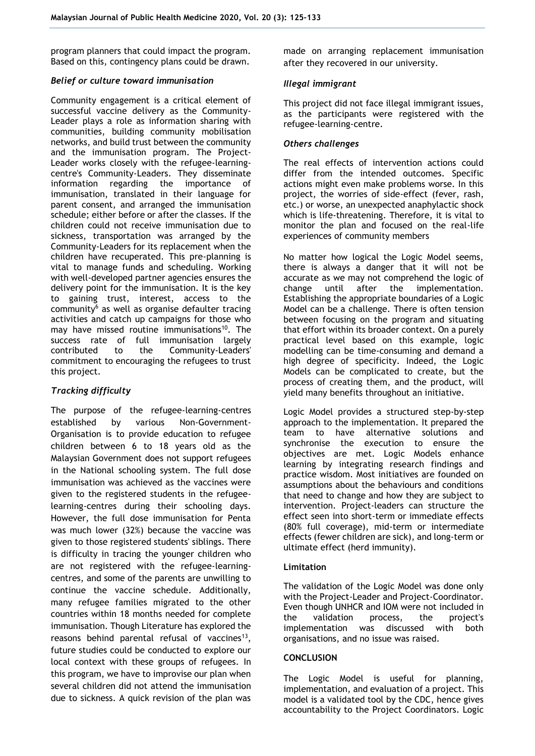program planners that could impact the program. Based on this, contingency plans could be drawn.

### *Belief or culture toward immunisation*

Community engagement is a critical element of successful vaccine delivery as the Community-Leader plays a role as information sharing with communities, building community mobilisation networks, and build trust between the community and the immunisation program. The Project-Leader works closely with the refugee-learning-centre's Community-Leaders. They disseminate information regarding the importance of immunisation, translated in their language for parent consent, and arranged the immunisation schedule; either before or after the classes. If the children could not receive immunisation due to sickness, transportation was arranged by the Community-Leaders for its replacement when the children have recuperated. This pre-planning is vital to manage funds and scheduling. Working with well-developed partner agencies ensures the delivery point for the immunisation. It is the key to gaining trust, interest, access to the community[6] as well as organise defaulter tracing activities and catch up campaigns for those who may have missed routine immunisations[10]. The success rate of full immunisation largely contributed to the Community-Leaders' commitment to encouraging the refugees to trust this project.

### *Tracking difficulty*

The purpose of the refugee-learning-centres established by various Non-Government-Organisation is to provide education to refugee children between 6 to 18 years old as the Malaysian Government does not support refugees in the National schooling system. The full dose immunisation was achieved as the vaccines were given to the registered students in the refugee-learning-centres during their schooling days. However, the full dose immunisation for Penta was much lower (32%) because the vaccine was given to those registered students' siblings. There is difficulty in tracing the younger children who are not registered with the refugee-learning-centres, and some of the parents are unwilling to continue the vaccine schedule. Additionally, many refugee families migrated to the other countries within 18 months needed for complete immunisation. Though Literature has explored the reasons behind parental refusal of vaccines[13], future studies could be conducted to explore our local context with these groups of refugees. In this program, we have to improvise our plan when several children did not attend the immunisation due to sickness. A quick revision of the plan was made on arranging replacement immunisation after they recovered in our university.

### *Illegal immigrant*

This project did not face illegal immigrant issues, as the participants were registered with the refugee-learning-centre.

### *Others challenges*

The real effects of intervention actions could differ from the intended outcomes. Specific actions might even make problems worse. In this project, the worries of side-effect (fever, rash, etc.) or worse, an unexpected anaphylactic shock which is life-threatening. Therefore, it is vital to monitor the plan and focused on the real-life experiences of community members

No matter how logical the Logic Model seems, there is always a danger that it will not be accurate as we may not comprehend the logic of change until after the implementation. Establishing the appropriate boundaries of a Logic Model can be a challenge. There is often tension between focusing on the program and situating that effort within its broader context. On a purely practical level based on this example, logic modelling can be time-consuming and demand a high degree of specificity. Indeed, the Logic Models can be complicated to create, but the process of creating them, and the product, will yield many benefits throughout an initiative.

Logic Model provides a structured step-by-step approach to the implementation. It prepared the team to have alternative solutions and synchronise the execution to ensure the objectives are met. Logic Models enhance learning by integrating research findings and practice wisdom. Most initiatives are founded on assumptions about the behaviours and conditions that need to change and how they are subject to intervention. Project-leaders can structure the effect seen into short-term or immediate effects (80% full coverage), mid-term or intermediate effects (fewer children are sick), and long-term or ultimate effect (herd immunity).

### **Limitation**

The validation of the Logic Model was done only with the Project-Leader and Project-Coordinator. Even though UNHCR and IOM were not included in the validation process, the project's implementation was discussed with both organisations, and no issue was raised.

## **CONCLUSION**

The Logic Model is useful for planning, implementation, and evaluation of a project. This model is a validated tool by the CDC, hence gives accountability to the Project Coordinators. Logic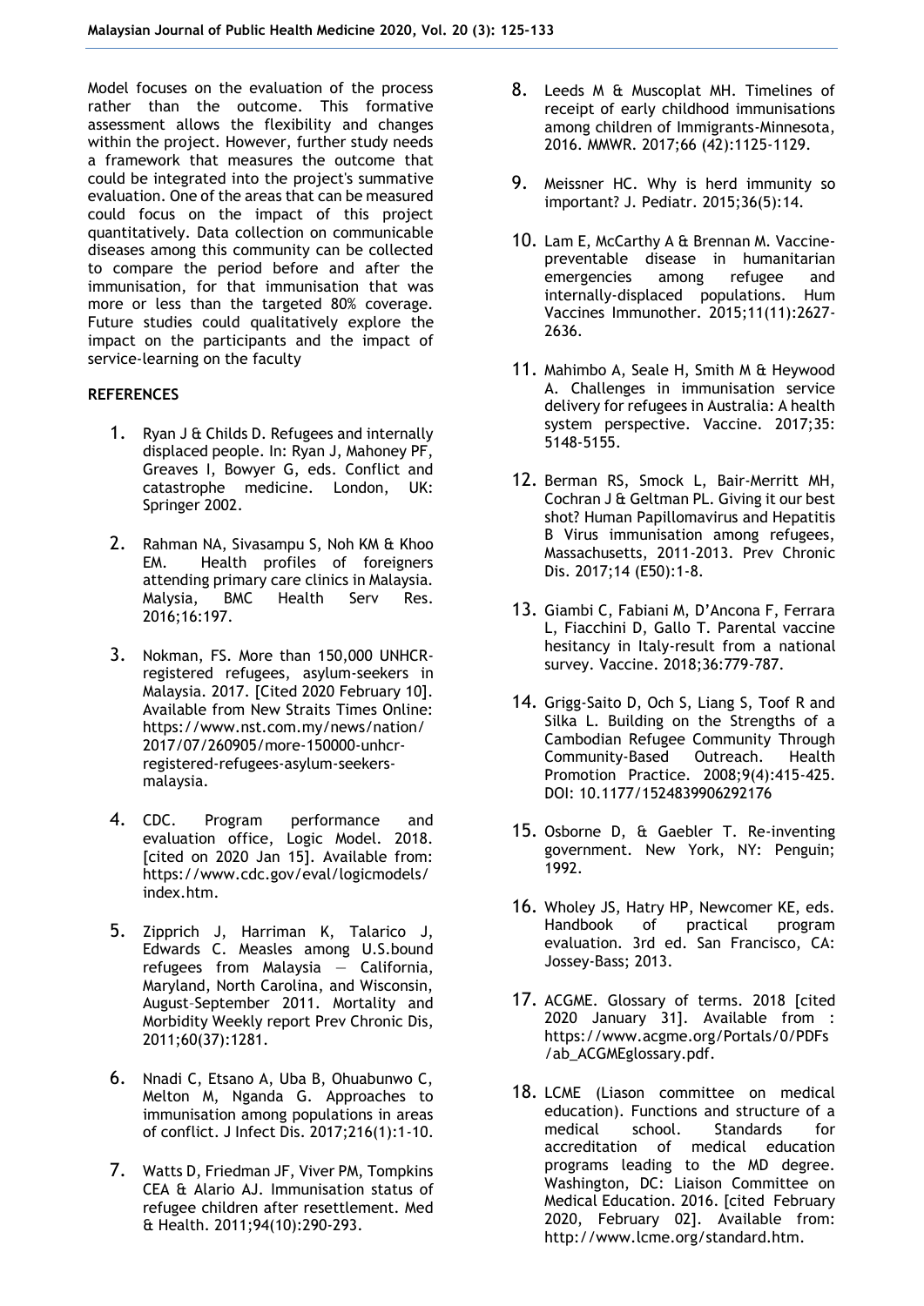Model focuses on the evaluation of the process rather than the outcome. This formative assessment allows the flexibility and changes within the project. However, further study needs a framework that measures the outcome that could be integrated into the project's summative evaluation. One of the areas that can be measured could focus on the impact of this project quantitatively. Data collection on communicable diseases among this community can be collected to compare the period before and after the immunisation, for that immunisation that was more or less than the targeted 80% coverage. Future studies could qualitatively explore the impact on the participants and the impact of service-learning on the faculty

## REFERENCES

1. Ryan J & Childs D. Refugees and internally displaced people. In: Ryan J, Mahoney PF, Greaves I, Bowyer G, eds. Conflict and catastrophe medicine. London, UK: Springer 2002.
2. Rahman NA, Sivasampu S, Noh KM & Khoo EM. Health profiles of foreigners attending primary care clinics in Malaysia. Malysia, BMC Health Serv Res. 2016;16:197.
3. Nokman, FS. More than 150,000 UNHCR-registered refugees, asylum-seekers in Malaysia. 2017. [Cited 2020 February 10]. Available from New Straits Times Online: https://www.nst.com.my/news/nation/2017/07/260905/more-150000-unhcr-registered-refugees-asylum-seekers-malaysia.
4. CDC. Program performance and evaluation office, Logic Model. 2018. [cited on 2020 Jan 15]. Available from: https://www.cdc.gov/eval/logicmodels/index.htm.
5. Zipprich J, Harriman K, Talarico J, Edwards C. Measles among U.S.bound refugees from Malaysia — California, Maryland, North Carolina, and Wisconsin, August–September 2011. Mortality and Morbidity Weekly report Prev Chronic Dis, 2011;60(37):1281.
6. Nnadi C, Etsano A, Uba B, Ohuabunwo C, Melton M, Nganda G. Approaches to immunisation among populations in areas of conflict. J Infect Dis. 2017;216(1):1-10.
7. Watts D, Friedman JF, Viver PM, Tompkins CEA & Alario AJ. Immunisation status of refugee children after resettlement. Med & Health. 2011;94(10):290-293.
8. Leeds M & Muscoplat MH. Timelines of receipt of early childhood immunisations among children of Immigrants-Minnesota, 2016. MMWR. 2017;66 (42):1125-1129.
9. Meissner HC. Why is herd immunity so important? J. Pediatr. 2015;36(5):14.
10. Lam E, McCarthy A & Brennan M. Vaccine-preventable disease in humanitarian emergencies among refugee and internally-displaced populations. Hum Vaccines Immunother. 2015;11(11):2627-2636.
11. Mahimbo A, Seale H, Smith M & Heywood A. Challenges in immunisation service delivery for refugees in Australia: A health system perspective. Vaccine. 2017;35: 5148-5155.
12. Berman RS, Smock L, Bair-Merritt MH, Cochran J & Geltman PL. Giving it our best shot? Human Papillomavirus and Hepatitis B Virus immunisation among refugees, Massachusetts, 2011-2013. Prev Chronic Dis. 2017;14 (E50):1-8.
13. Giambi C, Fabiani M, D'Ancona F, Ferrara L, Fiacchini D, Gallo T. Parental vaccine hesitancy in Italy-result from a national survey. Vaccine. 2018;36:779-787.
14. Grigg-Saito D, Och S, Liang S, Toof R and Silka L. Building on the Strengths of a Cambodian Refugee Community Through Community-Based Outreach. Health Promotion Practice. 2008;9(4):415-425. DOI: 10.1177/1524839906292176
15. Osborne D, & Gaebler T. Re-inventing government. New York, NY: Penguin; 1992.
16. Wholey JS, Hatry HP, Newcomer KE, eds. Handbook of practical program evaluation. 3rd ed. San Francisco, CA: Jossey-Bass; 2013.
17. ACGME. Glossary of terms. 2018 [cited 2020 January 31]. Available from : https://www.acgme.org/Portals/0/PDFs/ab_ACGMEglossary.pdf.
18. LCME (Liason committee on medical education). Functions and structure of a medical school. Standards for accreditation of medical education programs leading to the MD degree. Washington, DC: Liaison Committee on Medical Education. 2016. [cited February 2020, February 02]. Available from: http://www.lcme.org/standard.htm.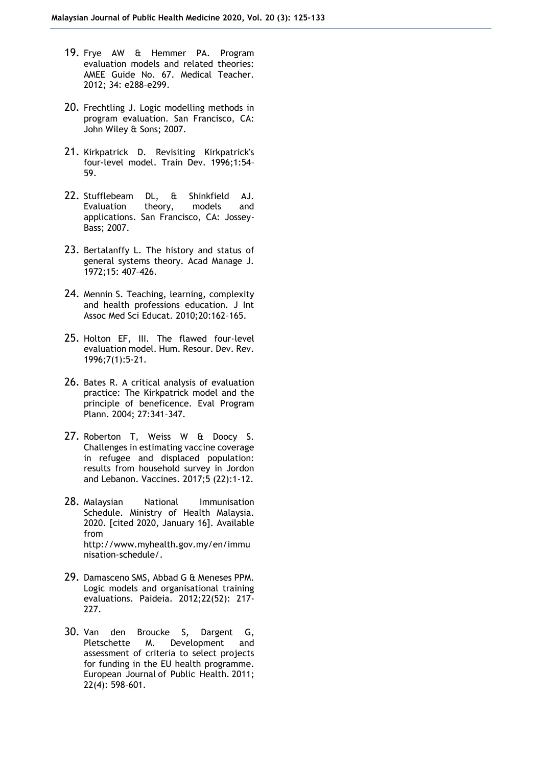19. Frye AW & Hemmer PA. Program evaluation models and related theories: AMEE Guide No. 67. Medical Teacher. 2012; 34: e288–e299.

20. Frechtling J. Logic modelling methods in program evaluation. San Francisco, CA: John Wiley & Sons; 2007.

21. Kirkpatrick D. Revisiting Kirkpatrick's four-level model. Train Dev. 1996;1:54–59.

22. Stufflebeam DL, & Shinkfield AJ. Evaluation theory, models and applications. San Francisco, CA: Jossey-Bass; 2007.

23. Bertalanffy L. The history and status of general systems theory. Acad Manage J. 1972;15: 407–426.

24. Mennin S. Teaching, learning, complexity and health professions education. J Int Assoc Med Sci Educat. 2010;20:162–165.

25. Holton EF, III. The flawed four-level evaluation model. Hum. Resour. Dev. Rev. 1996;7(1):5-21.

26. Bates R. A critical analysis of evaluation practice: The Kirkpatrick model and the principle of beneficence. Eval Program Plann. 2004; 27:341–347.

27. Roberton T, Weiss W & Doocy S. Challenges in estimating vaccine coverage in refugee and displaced population: results from household survey in Jordon and Lebanon. Vaccines. 2017;5 (22):1-12.

28. Malaysian National Immunisation Schedule. Ministry of Health Malaysia. 2020. [cited 2020, January 16]. Available from http://www.myhealth.gov.my/en/immunisation-schedule/.

29. Damasceno SMS, Abbad G & Meneses PPM. Logic models and organisational training evaluations. Paideia. 2012;22(52): 217-227.

30. Van den Broucke S, Dargent G, Pletschette M. Development and assessment of criteria to select projects for funding in the EU health programme. European Journal of Public Health. 2011; 22(4): 598–601.